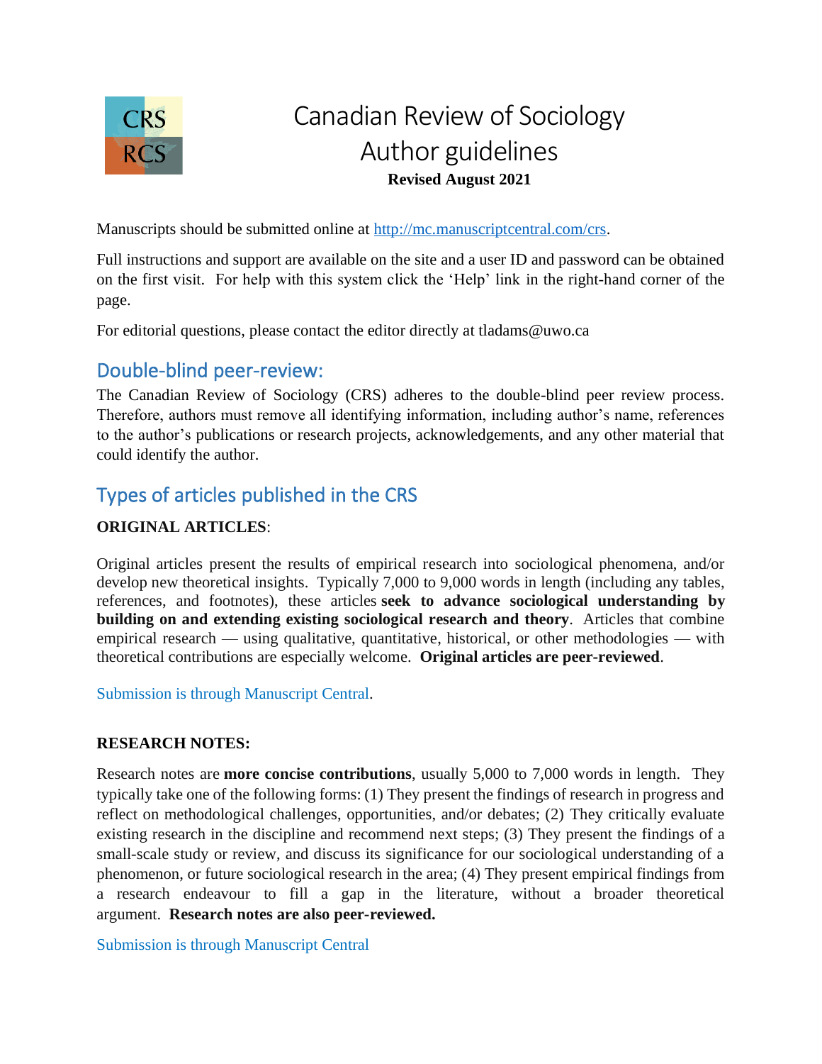# Canadian Review of Sociology Author guidelines

**Revised August 2021**

Manuscripts should be submitted online at [http://mc.manuscriptcentral.com/crs](http://mc.manuscriptcentral.com/crs).

Full instructions and support are available on the site and a user ID and password can be obtained on the first visit. For help with this system click the 'Help' link in the right-hand corner of the page.

For editorial questions, please contact the editor directly at tladams@uwo.ca

## Double-blind peer-review:

The Canadian Review of Sociology (CRS) adheres to the double-blind peer review process. Therefore, authors must remove all identifying information, including author's name, references to the author's publications or research projects, acknowledgements, and any other material that could identify the author.

## Types of articles published in the CRS

**ORIGINAL ARTICLES**:

Original articles present the results of empirical research into sociological phenomena, and/or develop new theoretical insights. Typically 7,000 to 9,000 words in length (including any tables, references, and footnotes), these articles **seek to advance sociological understanding by building on and extending existing sociological research and theory**. Articles that combine empirical research — using qualitative, quantitative, historical, or other methodologies — with theoretical contributions are especially welcome. **Original articles are peer-reviewed**.

Submission is through Manuscript Central.

**RESEARCH NOTES:**

Research notes are **more concise contributions**, usually 5,000 to 7,000 words in length. They typically take one of the following forms: (1) They present the findings of research in progress and reflect on methodological challenges, opportunities, and/or debates; (2) They critically evaluate existing research in the discipline and recommend next steps; (3) They present the findings of a small-scale study or review, and discuss its significance for our sociological understanding of a phenomenon, or future sociological research in the area; (4) They present empirical findings from a research endeavour to fill a gap in the literature, without a broader theoretical argument. **Research notes are also peer-reviewed.**

Submission is through Manuscript Central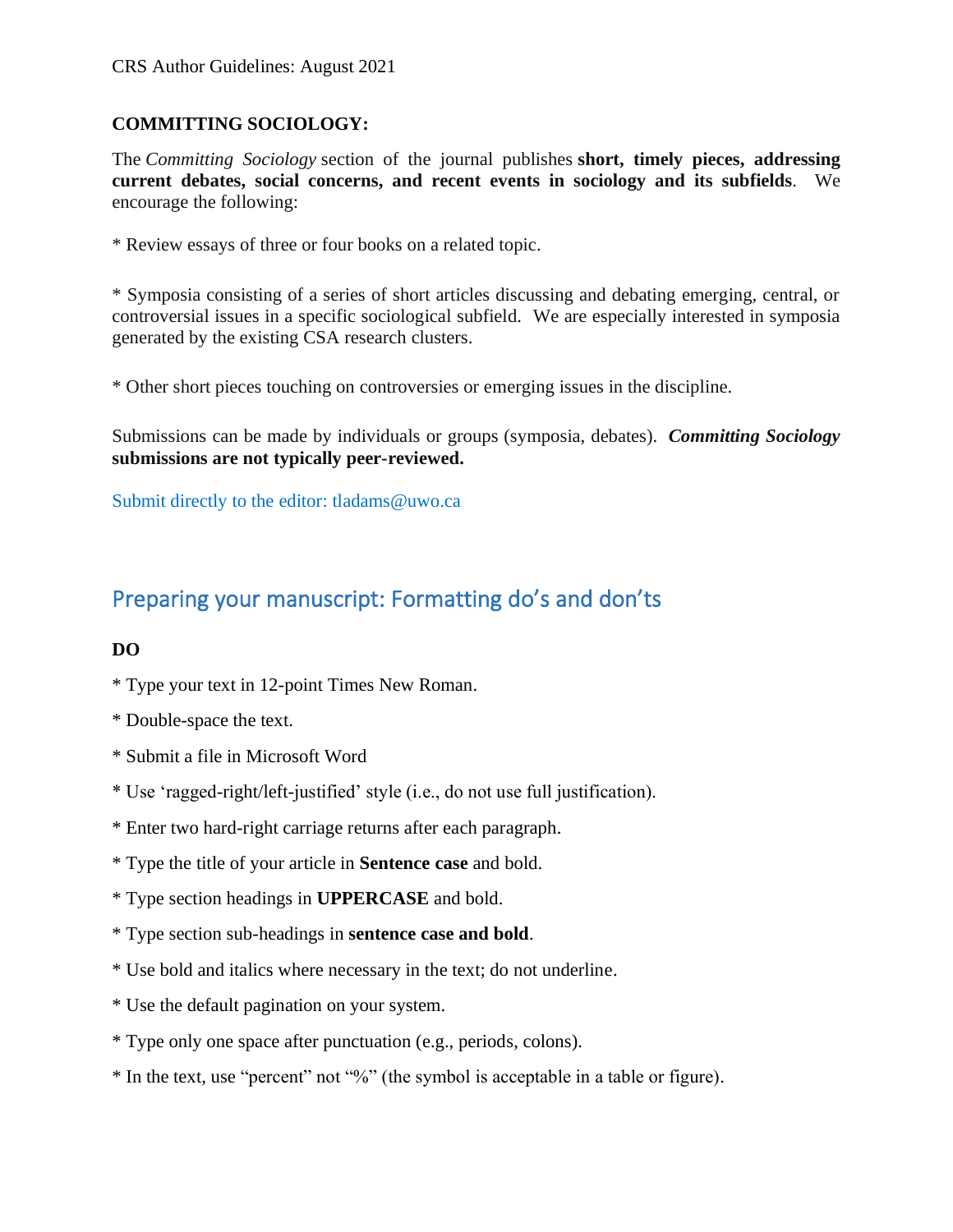## COMMITTING SOCIOLOGY:

The *Committing Sociology* section of the journal publishes **short, timely pieces, addressing current debates, social concerns, and recent events in sociology and its subfields**. We encourage the following:

* Review essays of three or four books on a related topic.

* Symposia consisting of a series of short articles discussing and debating emerging, central, or controversial issues in a specific sociological subfield. We are especially interested in symposia generated by the existing CSA research clusters.

* Other short pieces touching on controversies or emerging issues in the discipline.

Submissions can be made by individuals or groups (symposia, debates). ***Committing Sociology*** **submissions are not typically peer-reviewed.**

Submit directly to the editor: tladams@uwo.ca

## Preparing your manuscript: Formatting do's and don'ts

**DO**

* Type your text in 12-point Times New Roman.

* Double-space the text.

* Submit a file in Microsoft Word

* Use 'ragged-right/left-justified' style (i.e., do not use full justification).

* Enter two hard-right carriage returns after each paragraph.

* Type the title of your article in **Sentence case** and bold.

* Type section headings in **UPPERCASE** and bold.

* Type section sub-headings in **sentence case and bold**.

* Use bold and italics where necessary in the text; do not underline.

* Use the default pagination on your system.

* Type only one space after punctuation (e.g., periods, colons).

* In the text, use "percent" not "%" (the symbol is acceptable in a table or figure).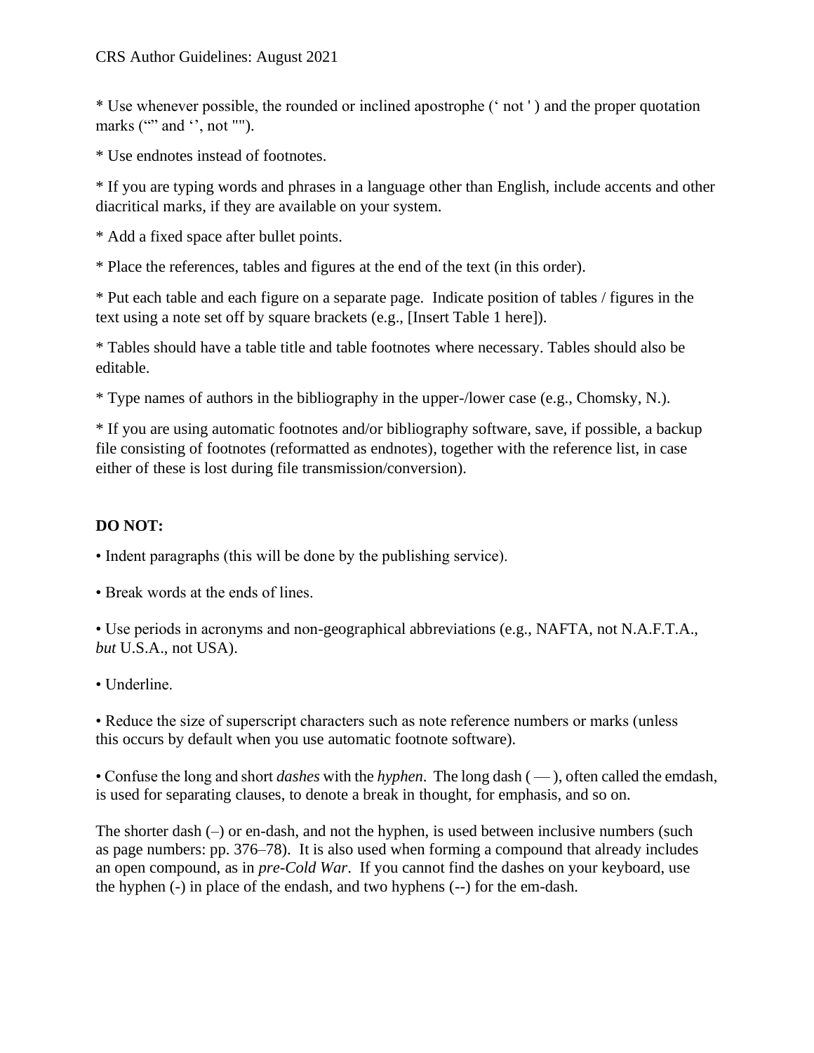* Use whenever possible, the rounded or inclined apostrophe (‘ not ' ) and the proper quotation marks (“” and ‘’, not "").

* Use endnotes instead of footnotes.

* If you are typing words and phrases in a language other than English, include accents and other diacritical marks, if they are available on your system.

* Add a fixed space after bullet points.

* Place the references, tables and figures at the end of the text (in this order).

* Put each table and each figure on a separate page. Indicate position of tables / figures in the text using a note set off by square brackets (e.g., [Insert Table 1 here]).

* Tables should have a table title and table footnotes where necessary. Tables should also be editable.

* Type names of authors in the bibliography in the upper-/lower case (e.g., Chomsky, N.).

* If you are using automatic footnotes and/or bibliography software, save, if possible, a backup file consisting of footnotes (reformatted as endnotes), together with the reference list, in case either of these is lost during file transmission/conversion).

**DO NOT:**

• Indent paragraphs (this will be done by the publishing service).

• Break words at the ends of lines.

• Use periods in acronyms and non-geographical abbreviations (e.g., NAFTA, not N.A.F.T.A., *but* U.S.A., not USA).

• Underline.

• Reduce the size of superscript characters such as note reference numbers or marks (unless this occurs by default when you use automatic footnote software).

• Confuse the long and short *dashes* with the *hyphen*. The long dash ( — ), often called the emdash, is used for separating clauses, to denote a break in thought, for emphasis, and so on.

The shorter dash (–) or en-dash, and not the hyphen, is used between inclusive numbers (such as page numbers: pp. 376–78). It is also used when forming a compound that already includes an open compound, as in *pre-Cold War*. If you cannot find the dashes on your keyboard, use the hyphen (-) in place of the endash, and two hyphens (--) for the em-dash.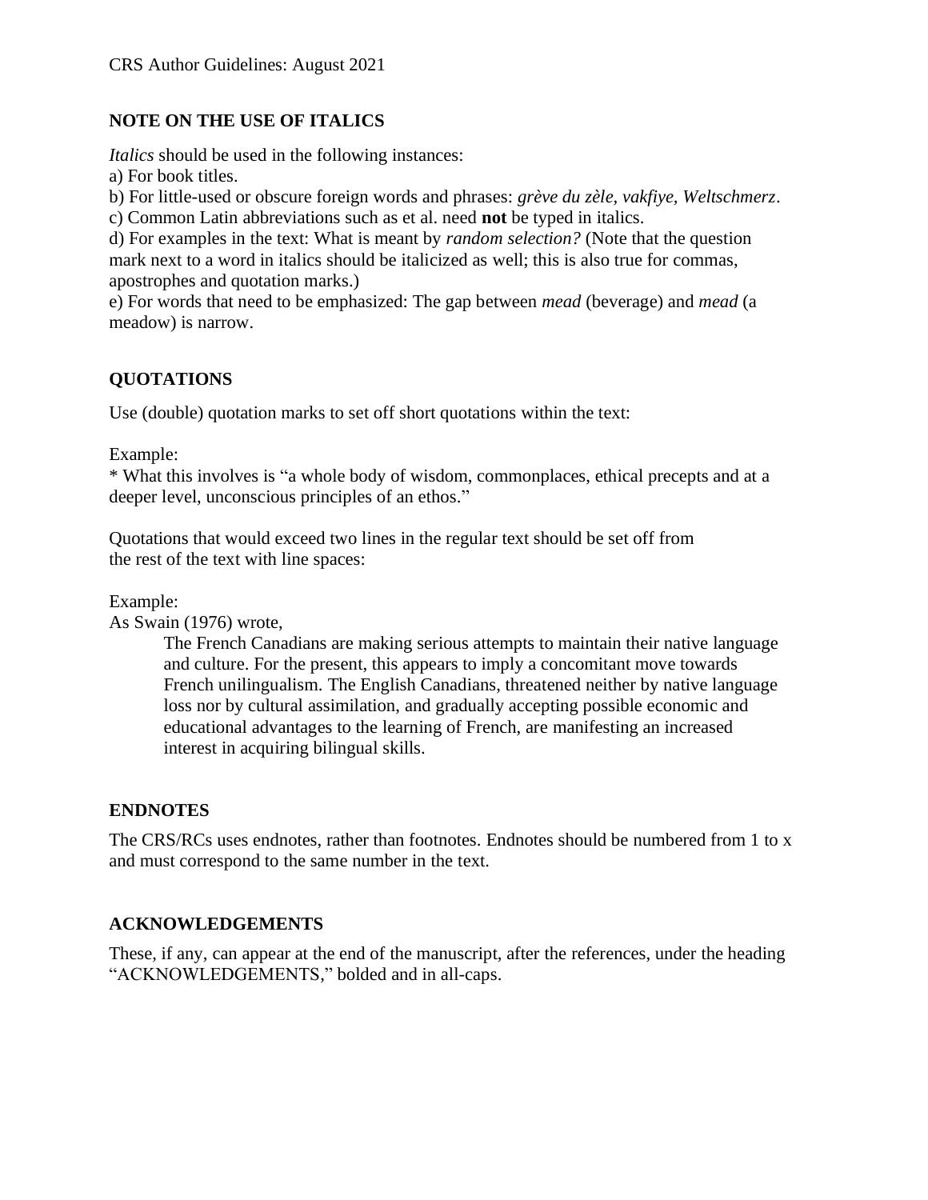## NOTE ON THE USE OF ITALICS

*Italics* should be used in the following instances:

a) For book titles.

b) For little-used or obscure foreign words and phrases: *grève du zèle, vakfiye, Weltschmerz*.

c) Common Latin abbreviations such as et al. need **not** be typed in italics.

d) For examples in the text: What is meant by *random selection?* (Note that the question mark next to a word in italics should be italicized as well; this is also true for commas, apostrophes and quotation marks.)

e) For words that need to be emphasized: The gap between *mead* (beverage) and *mead* (a meadow) is narrow.

## QUOTATIONS

Use (double) quotation marks to set off short quotations within the text:

Example:

* What this involves is "a whole body of wisdom, commonplaces, ethical precepts and at a deeper level, unconscious principles of an ethos."

Quotations that would exceed two lines in the regular text should be set off from the rest of the text with line spaces:

Example:

As Swain (1976) wrote,

> The French Canadians are making serious attempts to maintain their native language and culture. For the present, this appears to imply a concomitant move towards French unilingualism. The English Canadians, threatened neither by native language loss nor by cultural assimilation, and gradually accepting possible economic and educational advantages to the learning of French, are manifesting an increased interest in acquiring bilingual skills.

## ENDNOTES

The CRS/RCs uses endnotes, rather than footnotes. Endnotes should be numbered from 1 to x and must correspond to the same number in the text.

## ACKNOWLEDGEMENTS

These, if any, can appear at the end of the manuscript, after the references, under the heading "ACKNOWLEDGEMENTS," bolded and in all-caps.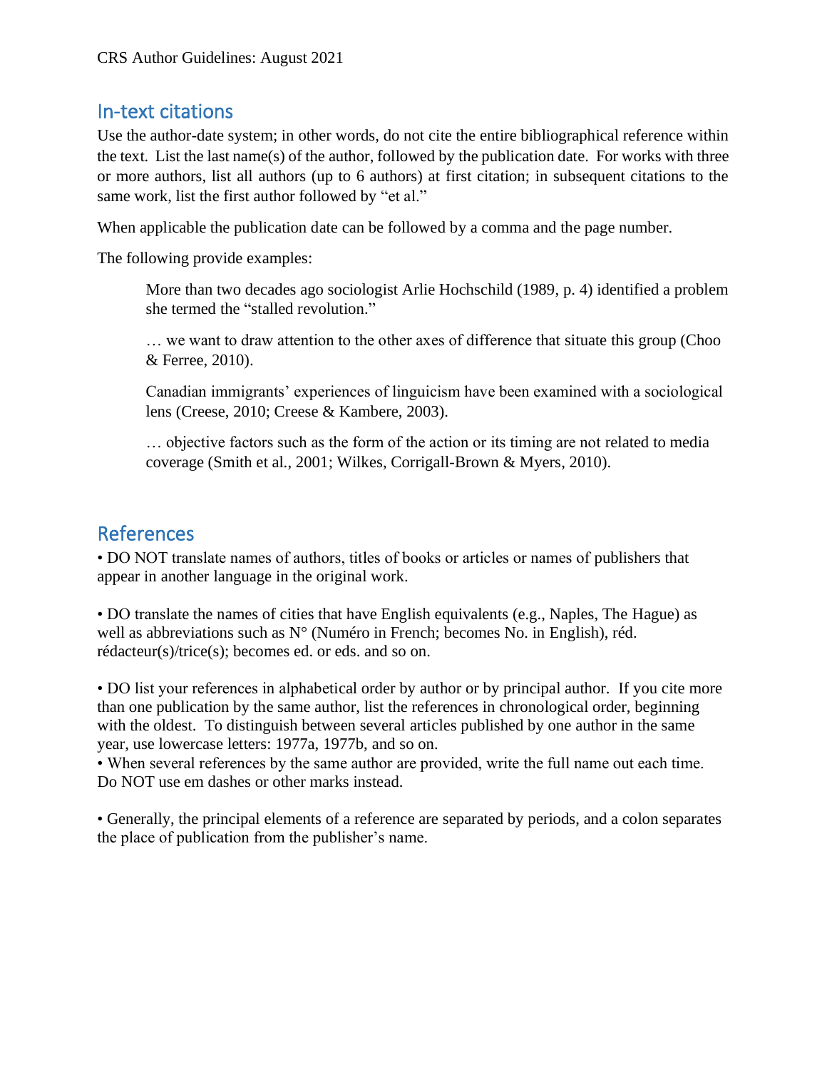## In-text citations

Use the author-date system; in other words, do not cite the entire bibliographical reference within the text. List the last name(s) of the author, followed by the publication date. For works with three or more authors, list all authors (up to 6 authors) at first citation; in subsequent citations to the same work, list the first author followed by "et al."

When applicable the publication date can be followed by a comma and the page number.

The following provide examples:

> More than two decades ago sociologist Arlie Hochschild (1989, p. 4) identified a problem she termed the "stalled revolution."
>
> … we want to draw attention to the other axes of difference that situate this group (Choo & Ferree, 2010).
>
> Canadian immigrants' experiences of linguicism have been examined with a sociological lens (Creese, 2010; Creese & Kambere, 2003).
>
> … objective factors such as the form of the action or its timing are not related to media coverage (Smith et al., 2001; Wilkes, Corrigall-Brown & Myers, 2010).

## References

• DO NOT translate names of authors, titles of books or articles or names of publishers that appear in another language in the original work.

• DO translate the names of cities that have English equivalents (e.g., Naples, The Hague) as well as abbreviations such as N° (Numéro in French; becomes No. in English), réd. rédacteur(s)/trice(s); becomes ed. or eds. and so on.

• DO list your references in alphabetical order by author or by principal author. If you cite more than one publication by the same author, list the references in chronological order, beginning with the oldest. To distinguish between several articles published by one author in the same year, use lowercase letters: 1977a, 1977b, and so on.

• When several references by the same author are provided, write the full name out each time. Do NOT use em dashes or other marks instead.

• Generally, the principal elements of a reference are separated by periods, and a colon separates the place of publication from the publisher's name.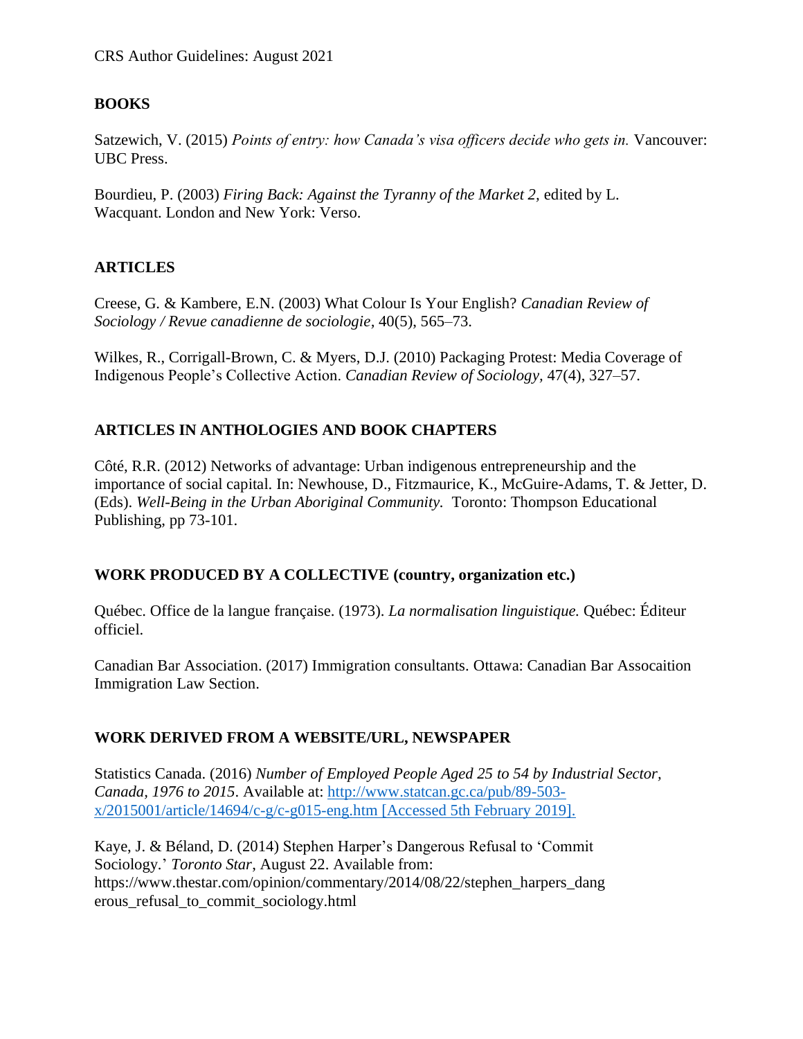## BOOKS

Satzewich, V. (2015) *Points of entry: how Canada's visa officers decide who gets in.* Vancouver: UBC Press.

Bourdieu, P. (2003) *Firing Back: Against the Tyranny of the Market 2*, edited by L. Wacquant. London and New York: Verso.

## ARTICLES

Creese, G. & Kambere, E.N. (2003) What Colour Is Your English? *Canadian Review of Sociology / Revue canadienne de sociologie*, 40(5), 565–73.

Wilkes, R., Corrigall-Brown, C. & Myers, D.J. (2010) Packaging Protest: Media Coverage of Indigenous People's Collective Action. *Canadian Review of Sociology*, 47(4), 327–57.

## ARTICLES IN ANTHOLOGIES AND BOOK CHAPTERS

Côté, R.R. (2012) Networks of advantage: Urban indigenous entrepreneurship and the importance of social capital. In: Newhouse, D., Fitzmaurice, K., McGuire-Adams, T. & Jetter, D. (Eds). *Well-Being in the Urban Aboriginal Community.* Toronto: Thompson Educational Publishing, pp 73-101.

## WORK PRODUCED BY A COLLECTIVE (country, organization etc.)

Québec. Office de la langue française. (1973). *La normalisation linguistique.* Québec: Éditeur officiel.

Canadian Bar Association. (2017) Immigration consultants. Ottawa: Canadian Bar Assocaition Immigration Law Section.

## WORK DERIVED FROM A WEBSITE/URL, NEWSPAPER

Statistics Canada. (2016) *Number of Employed People Aged 25 to 54 by Industrial Sector, Canada, 1976 to 2015*. Available at: http://www.statcan.gc.ca/pub/89-503-x/2015001/article/14694/c-g/c-g015-eng.htm [Accessed 5th February 2019].

Kaye, J. & Béland, D. (2014) Stephen Harper's Dangerous Refusal to 'Commit Sociology.' *Toronto Star*, August 22. Available from: https://www.thestar.com/opinion/commentary/2014/08/22/stephen_harpers_dangerous_refusal_to_commit_sociology.html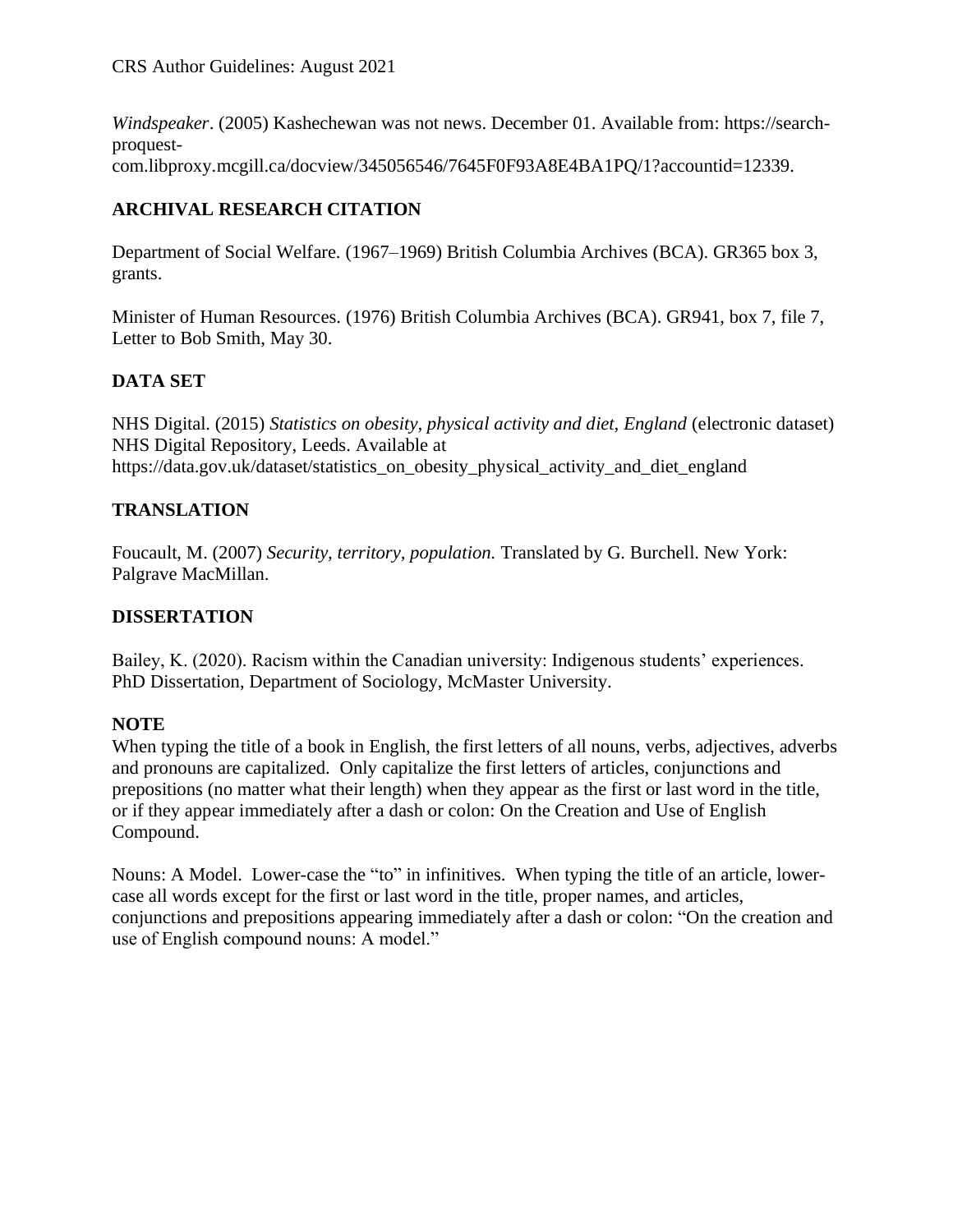*Windspeaker*. (2005) Kashechewan was not news. December 01. Available from: https://search-proquest-com.libproxy.mcgill.ca/docview/345056546/7645F0F93A8E4BA1PQ/1?accountid=12339.

## ARCHIVAL RESEARCH CITATION

Department of Social Welfare. (1967–1969) British Columbia Archives (BCA). GR365 box 3, grants.

Minister of Human Resources. (1976) British Columbia Archives (BCA). GR941, box 7, file 7, Letter to Bob Smith, May 30.

## DATA SET

NHS Digital. (2015) *Statistics on obesity, physical activity and diet, England* (electronic dataset) NHS Digital Repository, Leeds. Available at https://data.gov.uk/dataset/statistics_on_obesity_physical_activity_and_diet_england

## TRANSLATION

Foucault, M. (2007) *Security, territory, population.* Translated by G. Burchell. New York: Palgrave MacMillan.

## DISSERTATION

Bailey, K. (2020). Racism within the Canadian university: Indigenous students' experiences. PhD Dissertation, Department of Sociology, McMaster University.

## NOTE

When typing the title of a book in English, the first letters of all nouns, verbs, adjectives, adverbs and pronouns are capitalized. Only capitalize the first letters of articles, conjunctions and prepositions (no matter what their length) when they appear as the first or last word in the title, or if they appear immediately after a dash or colon: On the Creation and Use of English Compound.

Nouns: A Model. Lower-case the "to" in infinitives. When typing the title of an article, lower-case all words except for the first or last word in the title, proper names, and articles, conjunctions and prepositions appearing immediately after a dash or colon: "On the creation and use of English compound nouns: A model."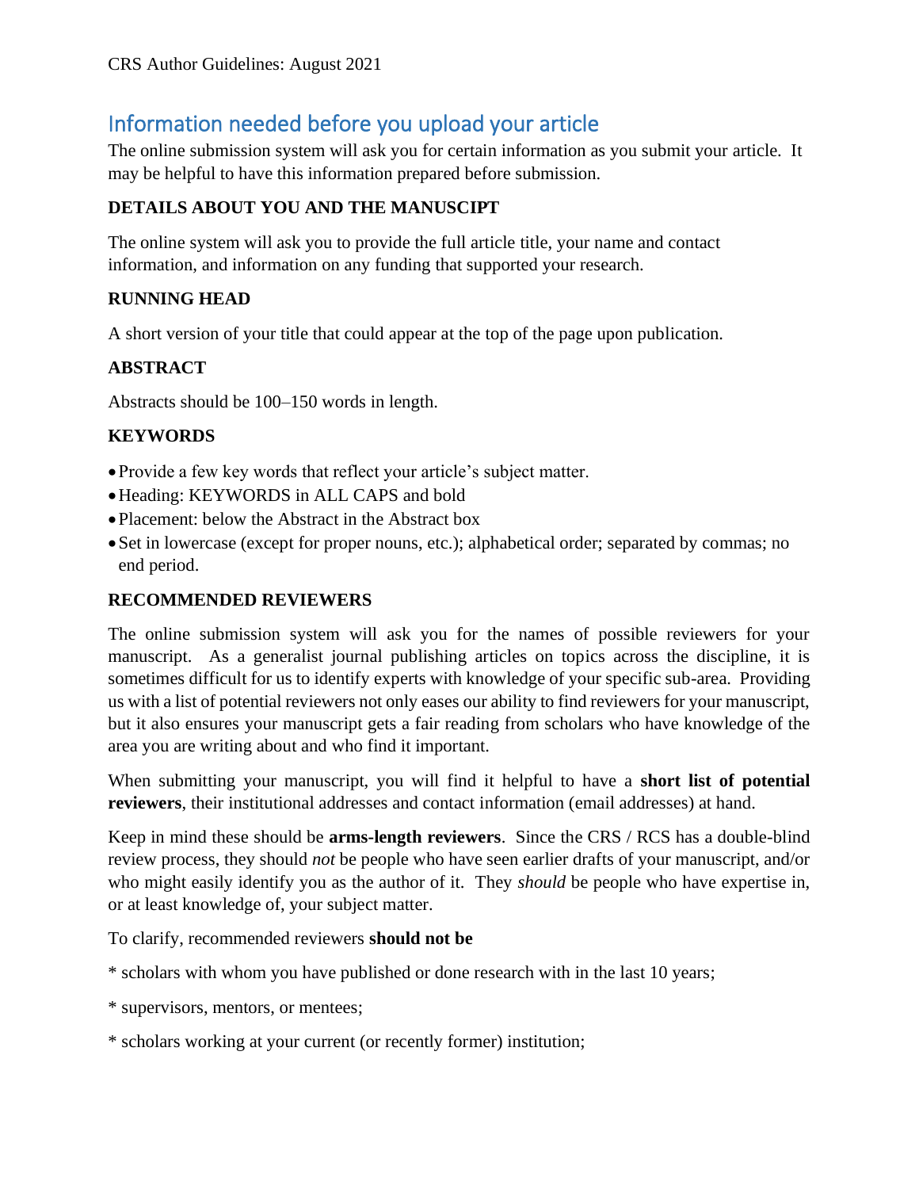## Information needed before you upload your article

The online submission system will ask you for certain information as you submit your article. It may be helpful to have this information prepared before submission.

**DETAILS ABOUT YOU AND THE MANUSCIPT**

The online system will ask you to provide the full article title, your name and contact information, and information on any funding that supported your research.

**RUNNING HEAD**

A short version of your title that could appear at the top of the page upon publication.

**ABSTRACT**

Abstracts should be 100–150 words in length.

**KEYWORDS**

- Provide a few key words that reflect your article's subject matter.
- Heading: KEYWORDS in ALL CAPS and bold
- Placement: below the Abstract in the Abstract box
- Set in lowercase (except for proper nouns, etc.); alphabetical order; separated by commas; no end period.

**RECOMMENDED REVIEWERS**

The online submission system will ask you for the names of possible reviewers for your manuscript. As a generalist journal publishing articles on topics across the discipline, it is sometimes difficult for us to identify experts with knowledge of your specific sub-area. Providing us with a list of potential reviewers not only eases our ability to find reviewers for your manuscript, but it also ensures your manuscript gets a fair reading from scholars who have knowledge of the area you are writing about and who find it important.

When submitting your manuscript, you will find it helpful to have a **short list of potential reviewers**, their institutional addresses and contact information (email addresses) at hand.

Keep in mind these should be **arms-length reviewers**. Since the CRS / RCS has a double-blind review process, they should *not* be people who have seen earlier drafts of your manuscript, and/or who might easily identify you as the author of it. They *should* be people who have expertise in, or at least knowledge of, your subject matter.

To clarify, recommended reviewers **should not be**

* scholars with whom you have published or done research with in the last 10 years;

* supervisors, mentors, or mentees;

* scholars working at your current (or recently former) institution;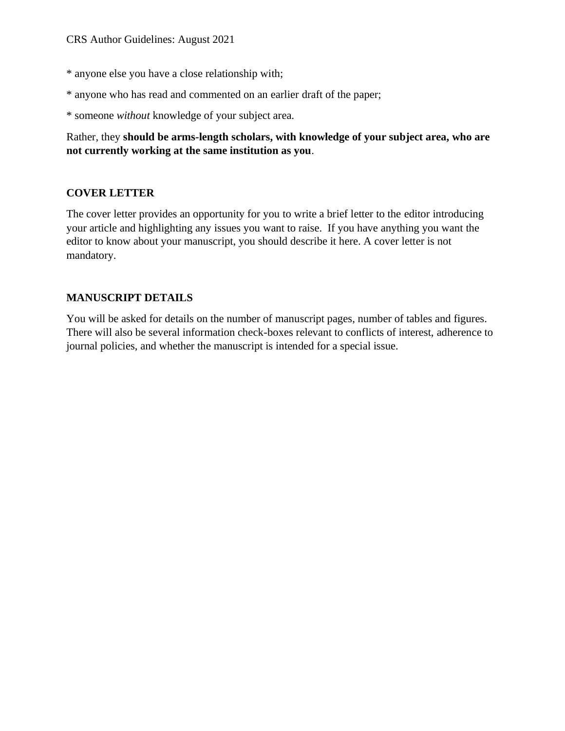* anyone else you have a close relationship with;

* anyone who has read and commented on an earlier draft of the paper;

* someone *without* knowledge of your subject area.

Rather, they **should be arms-length scholars, with knowledge of your subject area, who are not currently working at the same institution as you**.

## COVER LETTER

The cover letter provides an opportunity for you to write a brief letter to the editor introducing your article and highlighting any issues you want to raise. If you have anything you want the editor to know about your manuscript, you should describe it here. A cover letter is not mandatory.

## MANUSCRIPT DETAILS

You will be asked for details on the number of manuscript pages, number of tables and figures. There will also be several information check-boxes relevant to conflicts of interest, adherence to journal policies, and whether the manuscript is intended for a special issue.